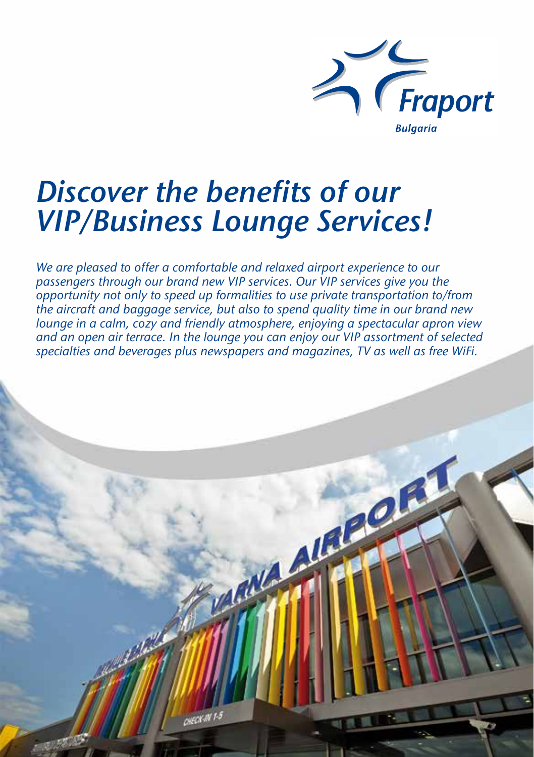# *Discover the benefits of our VIP/Business Lounge Services!*

*We are pleased to offer a comfortable and relaxed airport experience to our passengers through our brand new VIP services. Our VIP services give you the opportunity not only to speed up formalities to use private transportation to/from the aircraft and baggage service, but also to spend quality time in our brand new lounge in a calm, cozy and friendly atmosphere, enjoying a spectacular apron view and an open air terrace. In the lounge you can enjoy our VIP assortment of selected specialties and beverages plus newspapers and magazines, TV as well as free WiFi.*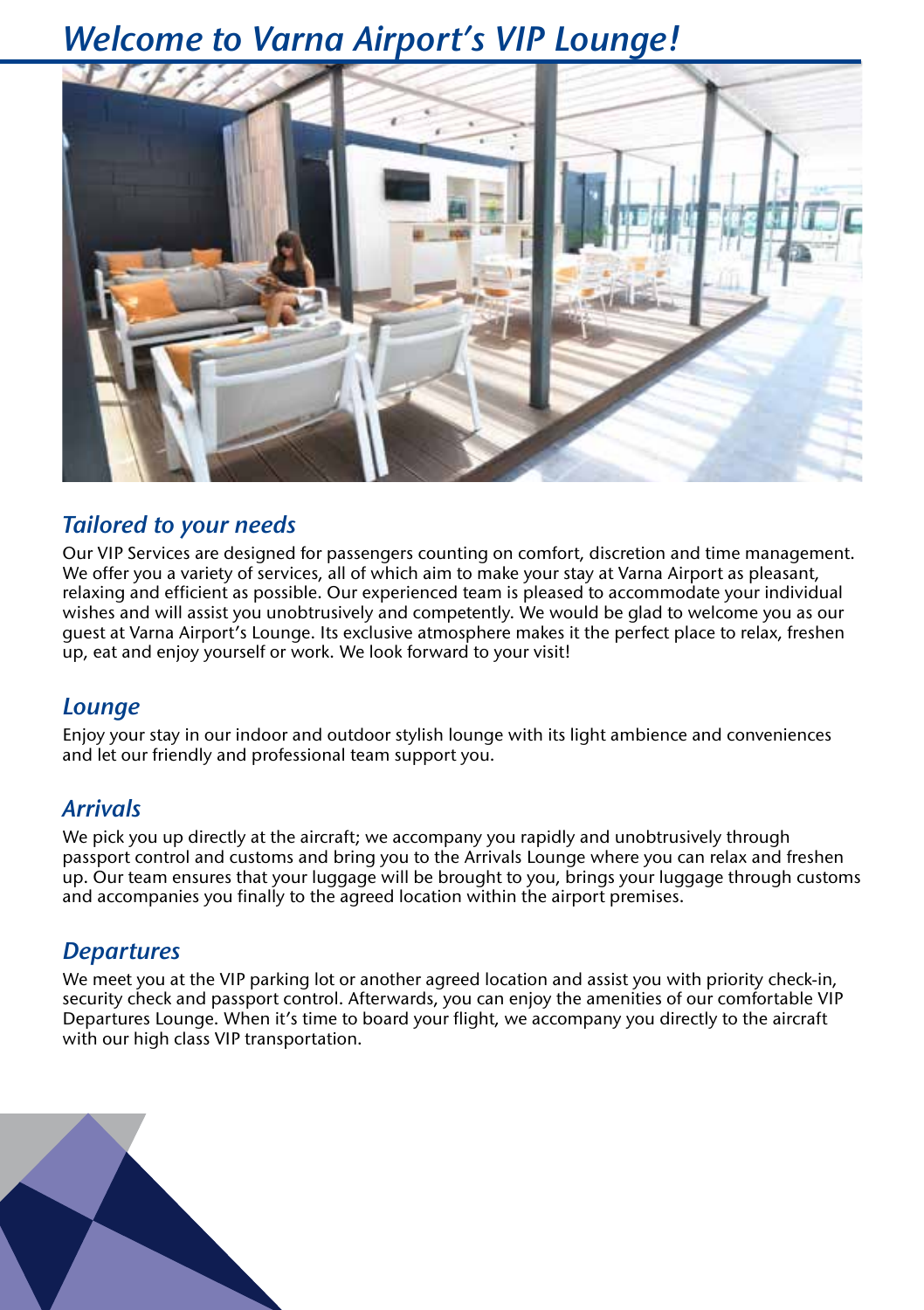# *Welcome to Varna Airport's VIP Lounge!*

## *Tailored to your needs*

Our VIP Services are designed for passengers counting on comfort, discretion and time management. We offer you a variety of services, all of which aim to make your stay at Varna Airport as pleasant, relaxing and efficient as possible. Our experienced team is pleased to accommodate your individual wishes and will assist you unobtrusively and competently. We would be glad to welcome you as our guest at Varna Airport's Lounge. Its exclusive atmosphere makes it the perfect place to relax, freshen up, eat and enjoy yourself or work. We look forward to your visit!

## *Lounge*

Enjoy your stay in our indoor and outdoor stylish lounge with its light ambience and conveniences and let our friendly and professional team support you.

## *Arrivals*

We pick you up directly at the aircraft; we accompany you rapidly and unobtrusively through passport control and customs and bring you to the Arrivals Lounge where you can relax and freshen up. Our team ensures that your luggage will be brought to you, brings your luggage through customs and accompanies you finally to the agreed location within the airport premises.

## *Departures*

We meet you at the VIP parking lot or another agreed location and assist you with priority check-in, security check and passport control. Afterwards, you can enjoy the amenities of our comfortable VIP Departures Lounge. When it's time to board your flight, we accompany you directly to the aircraft with our high class VIP transportation.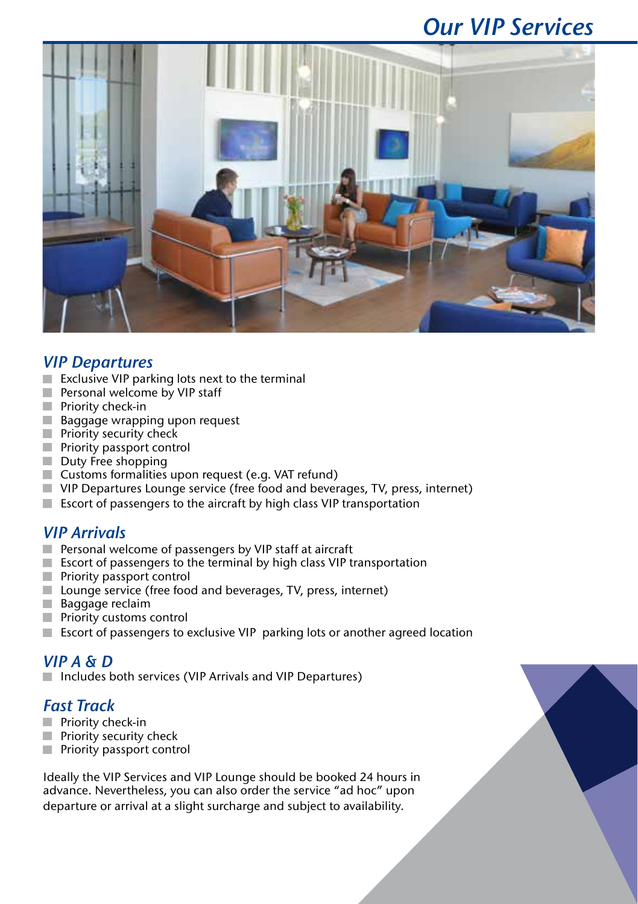# Our VIP Services

## VIP Departures

- Exclusive VIP parking lots next to the terminal
- Personal welcome by VIP staff
- Priority check-in
- Baggage wrapping upon request
- Priority security check
- Priority passport control
- Duty Free shopping
- Customs formalities upon request (e.g. VAT refund)
- VIP Departures Lounge service (free food and beverages, TV, press, internet)
- Escort of passengers to the aircraft by high class VIP transportation

## VIP Arrivals

- Personal welcome of passengers by VIP staff at aircraft
- Escort of passengers to the terminal by high class VIP transportation
- Priority passport control
- Lounge service (free food and beverages, TV, press, internet)
- Baggage reclaim
- Priority customs control
- Escort of passengers to exclusive VIP parking lots or another agreed location

## VIP A & D

- Includes both services (VIP Arrivals and VIP Departures)

## Fast Track

- Priority check-in
- Priority security check
- Priority passport control

Ideally the VIP Services and VIP Lounge should be booked 24 hours in advance. Nevertheless, you can also order the service "ad hoc" upon departure or arrival at a slight surcharge and subject to availability.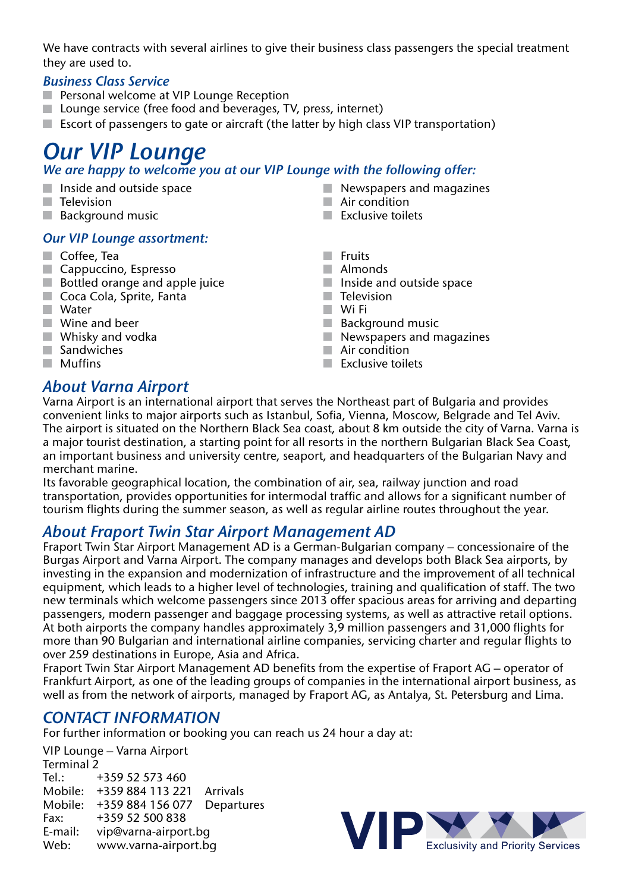We have contracts with several airlines to give their business class passengers the special treatment they are used to.

### *Business Class Service*

- Personal welcome at VIP Lounge Reception
- Lounge service (free food and beverages, TV, press, internet)
- Escort of passengers to gate or aircraft (the latter by high class VIP transportation)

# *Our VIP Lounge*

### *We are happy to welcome you at our VIP Lounge with the following offer:*

- Inside and outside space
- Television
- Background music
- Newspapers and magazines
- Air condition
- Exclusive toilets

### *Our VIP Lounge assortment:*

- Coffee, Tea
- Cappuccino, Espresso
- Bottled orange and apple juice
- Coca Cola, Sprite, Fanta
- Water
- Wine and beer
- Whisky and vodka
- Sandwiches
- Muffins
- Fruits
- Almonds
- Inside and outside space
- Television
- Wi Fi
- Background music
- Newspapers and magazines
- Air condition
- Exclusive toilets

## *About Varna Airport*

Varna Airport is an international airport that serves the Northeast part of Bulgaria and provides convenient links to major airports such as Istanbul, Sofia, Vienna, Moscow, Belgrade and Tel Aviv. The airport is situated on the Northern Black Sea coast, about 8 km outside the city of Varna. Varna is a major tourist destination, a starting point for all resorts in the northern Bulgarian Black Sea Coast, an important business and university centre, seaport, and headquarters of the Bulgarian Navy and merchant marine.

Its favorable geographical location, the combination of air, sea, railway junction and road transportation, provides opportunities for intermodal traffic and allows for a significant number of tourism flights during the summer season, as well as regular airline routes throughout the year.

## *About Fraport Twin Star Airport Management AD*

Fraport Twin Star Airport Management AD is a German-Bulgarian company – concessionaire of the Burgas Airport and Varna Airport. The company manages and develops both Black Sea airports, by investing in the expansion and modernization of infrastructure and the improvement of all technical equipment, which leads to a higher level of technologies, training and qualification of staff. The two new terminals which welcome passengers since 2013 offer spacious areas for arriving and departing passengers, modern passenger and baggage processing systems, as well as attractive retail options. At both airports the company handles approximately 3,9 million passengers and 31,000 flights for more than 90 Bulgarian and international airline companies, servicing charter and regular flights to over 259 destinations in Europe, Asia and Africa.

Fraport Twin Star Airport Management AD benefits from the expertise of Fraport AG – operator of Frankfurt Airport, as one of the leading groups of companies in the international airport business, as well as from the network of airports, managed by Fraport AG, as Antalya, St. Petersburg and Lima.

## *CONTACT INFORMATION*

For further information or booking you can reach us 24 hour a day at:

VIP Lounge – Varna Airport
Terminal 2

| | | |
|---|---|---|
| Tel.: | +359 52 573 460 | |
| Mobile: | +359 884 113 221 | Arrivals |
| Mobile: | +359 884 156 077 | Departures |
| Fax: | +359 52 500 838 | |
| E-mail: | vip@varna-airport.bg | |
| Web: | www.varna-airport.bg | |

VIP Exclusivity and Priority Services